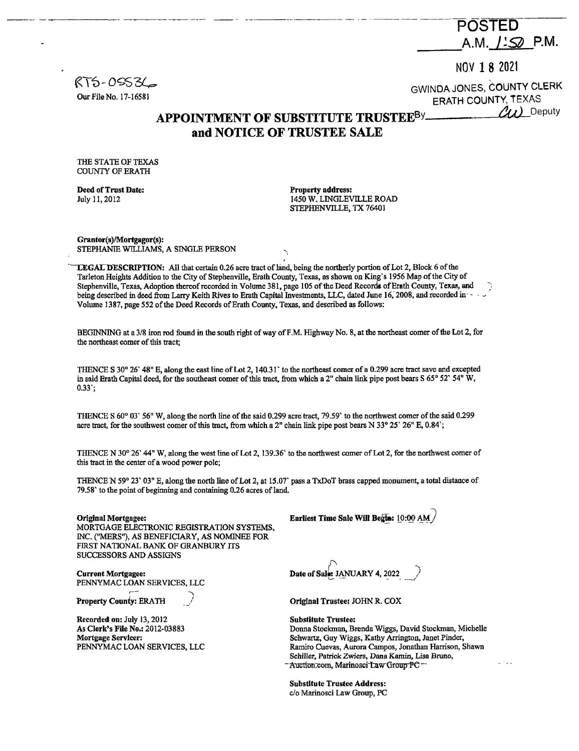POSTED
A.M. 1:50 P.M.

NOV 18 2021

GWINDA JONES, COUNTY CLERK
ERATH COUNTY, TEXAS
By ________ CW Deputy

RTS-05536

Our File No. 17-16581

# APPOINTMENT OF SUBSTITUTE TRUSTEE and NOTICE OF TRUSTEE SALE

THE STATE OF TEXAS
COUNTY OF ERATH

**Deed of Trust Date:**
July 11, 2012

**Property address:**
1450 W. LINGLEVILLE ROAD
STEPHENVILLE, TX 76401

**Grantor(s)/Mortgagor(s):**
STEPHANIE WILLIAMS, A SINGLE PERSON

**LEGAL DESCRIPTION:** All that certain 0.26 acre tract of land, being the northerly portion of Lot 2, Block 6 of the Tarleton Heights Addition to the City of Stephenville, Erath County, Texas, as shown on King's 1956 Map of the City of Stephenville, Texas, Adoption thereof recorded in Volume 381, page 105 of the Deed Records of Erath County, Texas, and being described in deed from Larry Keith Rives to Erath Capital Investments, LLC, dated June 16, 2008, and recorded in Volume 1387, page 552 of the Deed Records of Erath County, Texas, and described as follows:

BEGINNING at a 3/8 iron rod found in the south right of way of F.M. Highway No. 8, at the northeast corner of the Lot 2, for the northeast corner of this tract;

THENCE S 30° 26' 48" E, along the east line of Lot 2, 140.31' to the northeast corner of a 0.299 acre tract save and excepted in said Erath Capital deed, for the southeast corner of this tract, from which a 2" chain link pipe post bears S 65° 52' 54" W, 0.33';

THENCE S 60° 03' 56" W, along the north line of the said 0.299 acre tract, 79.59' to the northwest corner of the said 0.299 acre tract, for the southwest corner of this tract, from which a 2" chain link pipe post bears N 33° 25' 26" E, 0.84';

THENCE N 30° 26' 44" W, along the west line of Lot 2, 139.36' to the northwest corner of Lot 2, for the northwest corner of this tract in the center of a wood power pole;

THENCE N 59° 23' 03" E, along the north line of Lot 2, at 15.07' pass a TxDoT brass capped monument, a total distance of 79.58' to the point of beginning and containing 0.26 acres of land.

**Original Mortgagee:**
MORTGAGE ELECTRONIC REGISTRATION SYSTEMS, INC. ("MERS"), AS BENEFICIARY, AS NOMINEE FOR FIRST NATIONAL BANK OF GRANBURY ITS SUCCESSORS AND ASSIGNS

**Earliest Time Sale Will Begin:** 10:00 AM

**Current Mortgagee:**
PENNYMAC LOAN SERVICES, LLC

**Date of Sale:** JANUARY 4, 2022

**Property County:** ERATH

**Original Trustee:** JOHN R. COX

**Recorded on:** July 13, 2012
**As Clerk's File No.:** 2012-03883
**Mortgage Servicer:**
PENNYMAC LOAN SERVICES, LLC

**Substitute Trustee:**
Donna Stockman, Brenda Wiggs, David Stockman, Michelle Schwartz, Guy Wiggs, Kathy Arrington, Janet Pinder, Ramiro Cuevas, Aurora Campos, Jonathan Harrison, Shawn Schiller, Patrick Zwiers, Dana Kamin, Lisa Bruno, ~~Auction.com, Marinosci Law Group PC~~

**Substitute Trustee Address:**
c/o Marinosci Law Group, PC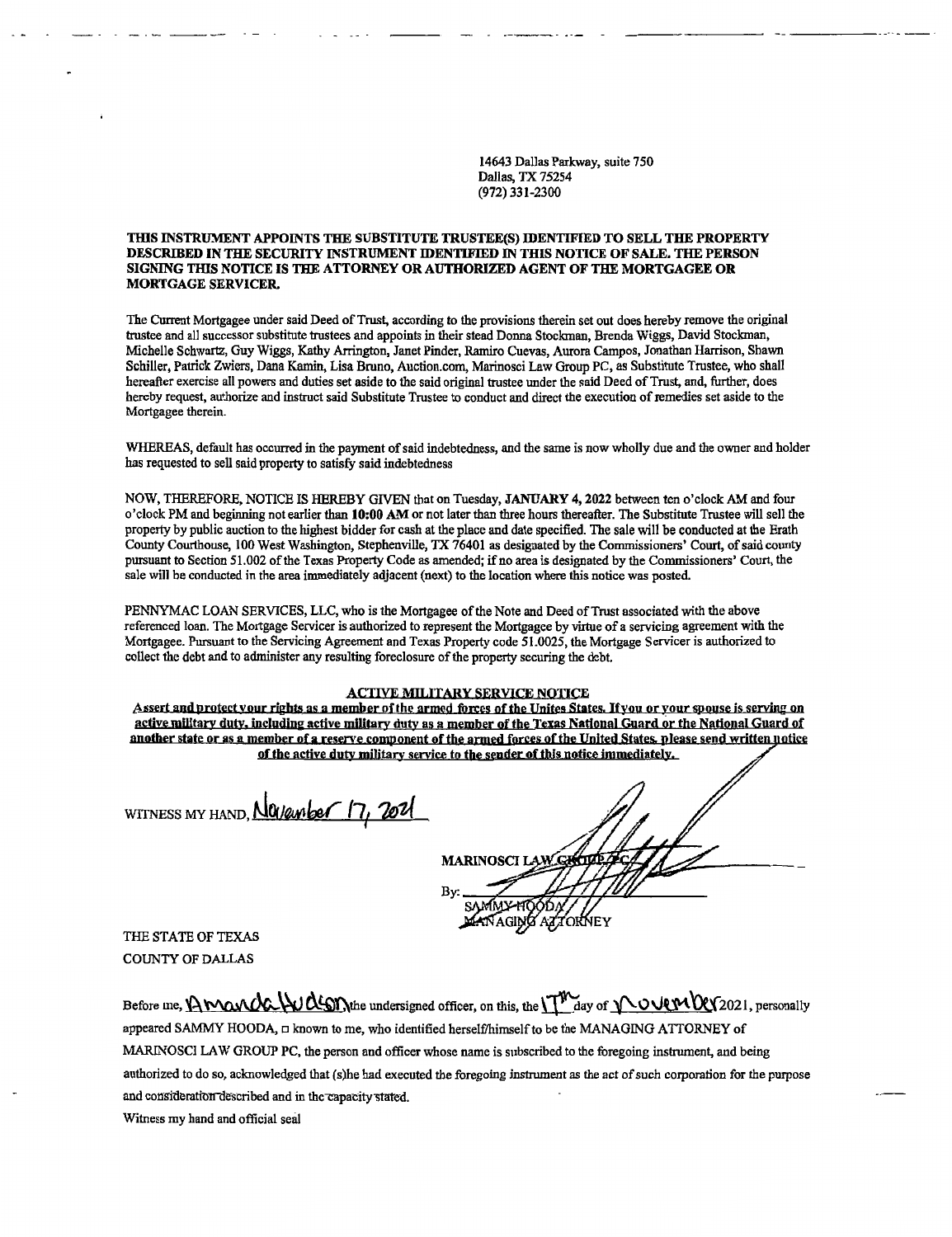14643 Dallas Parkway, suite 750
Dallas, TX 75254
(972) 331-2300

**THIS INSTRUMENT APPOINTS THE SUBSTITUTE TRUSTEE(S) IDENTIFIED TO SELL THE PROPERTY DESCRIBED IN THE SECURITY INSTRUMENT IDENTIFIED IN THIS NOTICE OF SALE. THE PERSON SIGNING THIS NOTICE IS THE ATTORNEY OR AUTHORIZED AGENT OF THE MORTGAGEE OR MORTGAGE SERVICER.**

The Current Mortgagee under said Deed of Trust, according to the provisions therein set out does hereby remove the original trustee and all successor substitute trustees and appoints in their stead Donna Stockman, Brenda Wiggs, David Stockman, Michelle Schwartz, Guy Wiggs, Kathy Arrington, Janet Pinder, Ramiro Cuevas, Aurora Campos, Jonathan Harrison, Shawn Schiller, Patrick Zwiers, Dana Kamin, Lisa Bruno, Auction.com, Marinosci Law Group PC, as Substitute Trustee, who shall hereafter exercise all powers and duties set aside to the said original trustee under the said Deed of Trust, and, further, does hereby request, authorize and instruct said Substitute Trustee to conduct and direct the execution of remedies set aside to the Mortgagee therein.

WHEREAS, default has occurred in the payment of said indebtedness, and the same is now wholly due and the owner and holder has requested to sell said property to satisfy said indebtedness

NOW, THEREFORE, NOTICE IS HEREBY GIVEN that on Tuesday, **JANUARY 4, 2022** between ten o'clock AM and four o'clock PM and beginning not earlier than **10:00 AM** or not later than three hours thereafter. The Substitute Trustee will sell the property by public auction to the highest bidder for cash at the place and date specified. The sale will be conducted at the Erath County Courthouse, 100 West Washington, Stephenville, TX 76401 as designated by the Commissioners' Court, of said county pursuant to Section 51.002 of the Texas Property Code as amended; if no area is designated by the Commissioners' Court, the sale will be conducted in the area immediately adjacent (next) to the location where this notice was posted.

PENNYMAC LOAN SERVICES, LLC, who is the Mortgagee of the Note and Deed of Trust associated with the above referenced loan. The Mortgage Servicer is authorized to represent the Mortgagee by virtue of a servicing agreement with the Mortgagee. Pursuant to the Servicing Agreement and Texas Property code 51.0025, the Mortgage Servicer is authorized to collect the debt and to administer any resulting foreclosure of the property securing the debt.

**ACTIVE MILITARY SERVICE NOTICE**

**Assert and protect your rights as a member of the armed forces of the Unites States. If you or your spouse is serving on active military duty, including active military duty as a member of the Texas National Guard or the National Guard of another state or as a member of a reserve component of the armed forces of the United States, please send written notice of the active duty military service to the sender of this notice immediately.**

WITNESS MY HAND, November 17, 2021

MARINOSCI LAW GROUP PC

By: ____________________
SAMMY HOODA
MANAGING ATTORNEY

THE STATE OF TEXAS
COUNTY OF DALLAS

Before me, Amanda Hudson the undersigned officer, on this, the 17th day of November 2021, personally appeared SAMMY HOODA, □ known to me, who identified herself/himself to be the MANAGING ATTORNEY of MARINOSCI LAW GROUP PC, the person and officer whose name is subscribed to the foregoing instrument, and being authorized to do so, acknowledged that (s)he had executed the foregoing instrument as the act of such corporation for the purpose and consideration described and in the capacity stated.

Witness my hand and official seal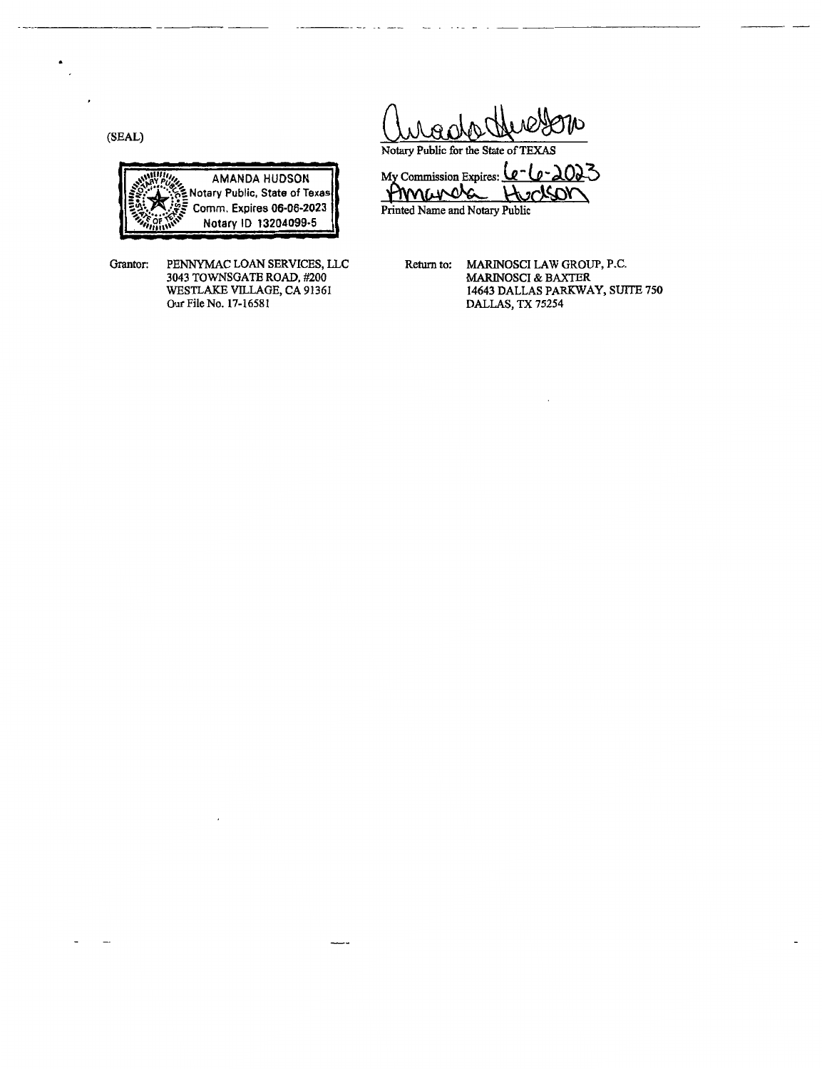(SEAL)

AMANDA HUDSON
Notary Public, State of Texas
Comm. Expires 06-06-2023
Notary ID 13204099-5

Amanda Hudson

Notary Public for the State of TEXAS

My Commission Expires: 6-6-2023

Amanda Hudson

Printed Name and Notary Public

Grantor: PENNYMAC LOAN SERVICES, LLC
3043 TOWNSGATE ROAD, #200
WESTLAKE VILLAGE, CA 91361
Our File No. 17-16581

Return to: MARINOSCI LAW GROUP, P.C.
MARINOSCI & BAXTER
14643 DALLAS PARKWAY, SUITE 750
DALLAS, TX 75254